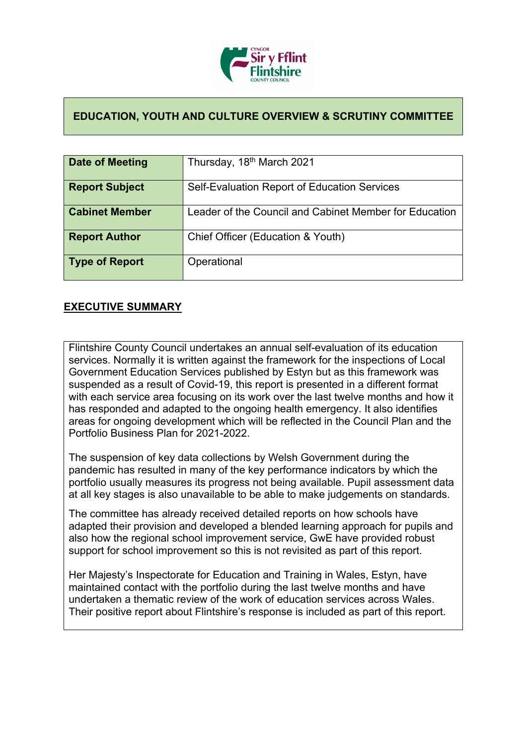# EDUCATION, YOUTH AND CULTURE OVERVIEW & SCRUTINY COMMITTEE

| | |
|---|---|
| **Date of Meeting** | Thursday, 18th March 2021 |
| **Report Subject** | Self-Evaluation Report of Education Services |
| **Cabinet Member** | Leader of the Council and Cabinet Member for Education |
| **Report Author** | Chief Officer (Education & Youth) |
| **Type of Report** | Operational |

## EXECUTIVE SUMMARY

Flintshire County Council undertakes an annual self-evaluation of its education services. Normally it is written against the framework for the inspections of Local Government Education Services published by Estyn but as this framework was suspended as a result of Covid-19, this report is presented in a different format with each service area focusing on its work over the last twelve months and how it has responded and adapted to the ongoing health emergency. It also identifies areas for ongoing development which will be reflected in the Council Plan and the Portfolio Business Plan for 2021-2022.

The suspension of key data collections by Welsh Government during the pandemic has resulted in many of the key performance indicators by which the portfolio usually measures its progress not being available. Pupil assessment data at all key stages is also unavailable to be able to make judgements on standards.

The committee has already received detailed reports on how schools have adapted their provision and developed a blended learning approach for pupils and also how the regional school improvement service, GwE have provided robust support for school improvement so this is not revisited as part of this report.

Her Majesty's Inspectorate for Education and Training in Wales, Estyn, have maintained contact with the portfolio during the last twelve months and have undertaken a thematic review of the work of education services across Wales. Their positive report about Flintshire's response is included as part of this report.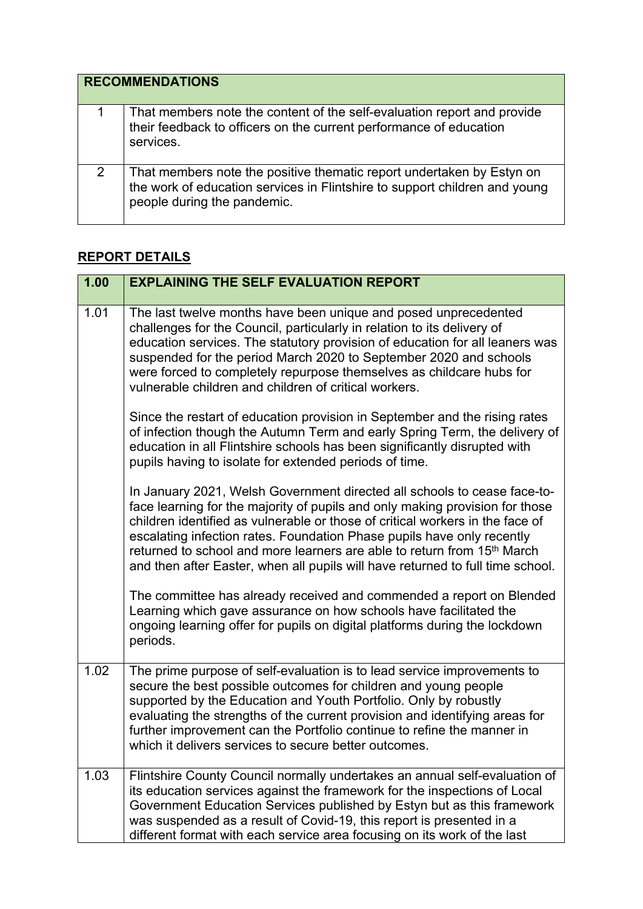| RECOMMENDATIONS | |
|---|---|
| 1 | That members note the content of the self-evaluation report and provide their feedback to officers on the current performance of education services. |
| 2 | That members note the positive thematic report undertaken by Estyn on the work of education services in Flintshire to support children and young people during the pandemic. |

## REPORT DETAILS

| 1.00 | EXPLAINING THE SELF EVALUATION REPORT |
|---|---|
| 1.01 | The last twelve months have been unique and posed unprecedented challenges for the Council, particularly in relation to its delivery of education services. The statutory provision of education for all leaners was suspended for the period March 2020 to September 2020 and schools were forced to completely repurpose themselves as childcare hubs for vulnerable children and children of critical workers.<br><br>Since the restart of education provision in September and the rising rates of infection though the Autumn Term and early Spring Term, the delivery of education in all Flintshire schools has been significantly disrupted with pupils having to isolate for extended periods of time.<br><br>In January 2021, Welsh Government directed all schools to cease face-to-face learning for the majority of pupils and only making provision for those children identified as vulnerable or those of critical workers in the face of escalating infection rates. Foundation Phase pupils have only recently returned to school and more learners are able to return from 15th March and then after Easter, when all pupils will have returned to full time school.<br><br>The committee has already received and commended a report on Blended Learning which gave assurance on how schools have facilitated the ongoing learning offer for pupils on digital platforms during the lockdown periods. |
| 1.02 | The prime purpose of self-evaluation is to lead service improvements to secure the best possible outcomes for children and young people supported by the Education and Youth Portfolio. Only by robustly evaluating the strengths of the current provision and identifying areas for further improvement can the Portfolio continue to refine the manner in which it delivers services to secure better outcomes. |
| 1.03 | Flintshire County Council normally undertakes an annual self-evaluation of its education services against the framework for the inspections of Local Government Education Services published by Estyn but as this framework was suspended as a result of Covid-19, this report is presented in a different format with each service area focusing on its work of the last |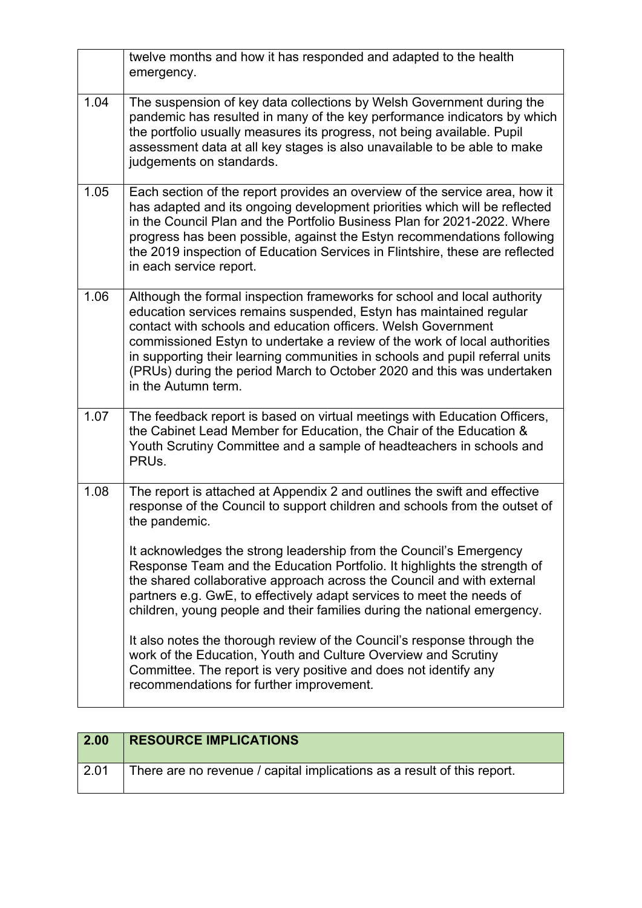| | |
|---|---|
| | twelve months and how it has responded and adapted to the health emergency. |
| 1.04 | The suspension of key data collections by Welsh Government during the pandemic has resulted in many of the key performance indicators by which the portfolio usually measures its progress, not being available. Pupil assessment data at all key stages is also unavailable to be able to make judgements on standards. |
| 1.05 | Each section of the report provides an overview of the service area, how it has adapted and its ongoing development priorities which will be reflected in the Council Plan and the Portfolio Business Plan for 2021-2022. Where progress has been possible, against the Estyn recommendations following the 2019 inspection of Education Services in Flintshire, these are reflected in each service report. |
| 1.06 | Although the formal inspection frameworks for school and local authority education services remains suspended, Estyn has maintained regular contact with schools and education officers. Welsh Government commissioned Estyn to undertake a review of the work of local authorities in supporting their learning communities in schools and pupil referral units (PRUs) during the period March to October 2020 and this was undertaken in the Autumn term. |
| 1.07 | The feedback report is based on virtual meetings with Education Officers, the Cabinet Lead Member for Education, the Chair of the Education & Youth Scrutiny Committee and a sample of headteachers in schools and PRUs. |
| 1.08 | The report is attached at Appendix 2 and outlines the swift and effective response of the Council to support children and schools from the outset of the pandemic.<br><br>It acknowledges the strong leadership from the Council's Emergency Response Team and the Education Portfolio. It highlights the strength of the shared collaborative approach across the Council and with external partners e.g. GwE, to effectively adapt services to meet the needs of children, young people and their families during the national emergency.<br><br>It also notes the thorough review of the Council's response through the work of the Education, Youth and Culture Overview and Scrutiny Committee. The report is very positive and does not identify any recommendations for further improvement. |

| **2.00** | **RESOURCE IMPLICATIONS** |
|---|---|
| 2.01 | There are no revenue / capital implications as a result of this report. |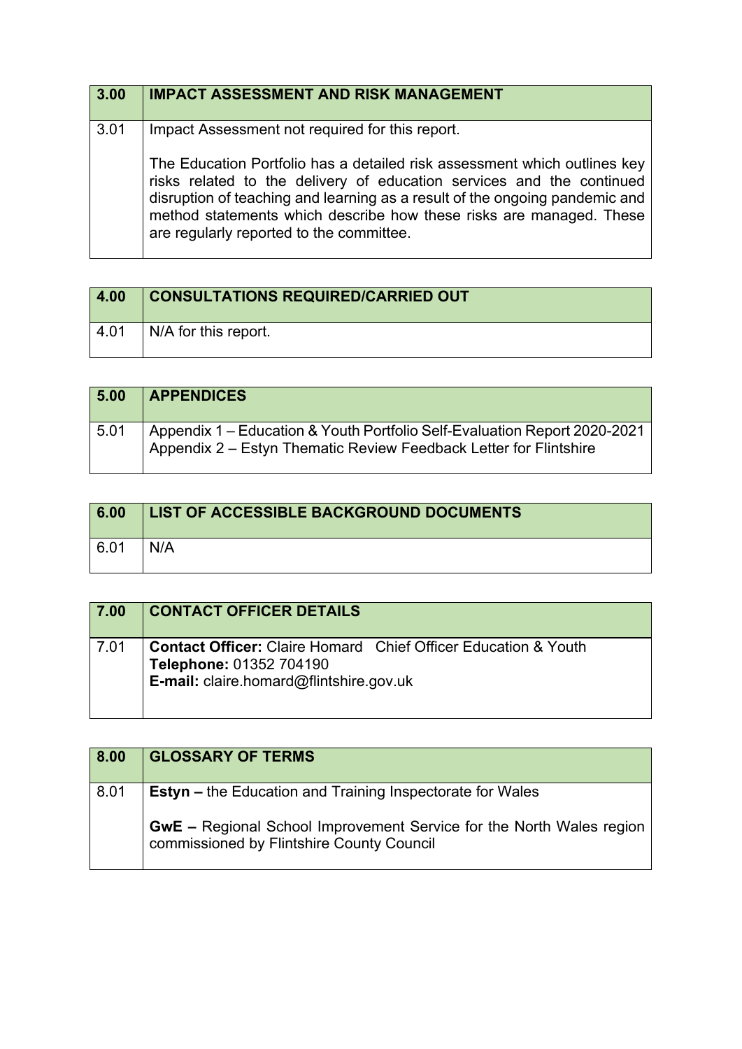| 3.00 | IMPACT ASSESSMENT AND RISK MANAGEMENT |
|---|---|
| 3.01 | Impact Assessment not required for this report.<br><br>The Education Portfolio has a detailed risk assessment which outlines key risks related to the delivery of education services and the continued disruption of teaching and learning as a result of the ongoing pandemic and method statements which describe how these risks are managed. These are regularly reported to the committee. |

| 4.00 | CONSULTATIONS REQUIRED/CARRIED OUT |
|---|---|
| 4.01 | N/A for this report. |

| 5.00 | APPENDICES |
|---|---|
| 5.01 | Appendix 1 – Education & Youth Portfolio Self-Evaluation Report 2020-2021<br>Appendix 2 – Estyn Thematic Review Feedback Letter for Flintshire |

| 6.00 | LIST OF ACCESSIBLE BACKGROUND DOCUMENTS |
|---|---|
| 6.01 | N/A |

| 7.00 | CONTACT OFFICER DETAILS |
|---|---|
| 7.01 | **Contact Officer:** Claire Homard Chief Officer Education & Youth<br>**Telephone:** 01352 704190<br>**E-mail:** claire.homard@flintshire.gov.uk |

| 8.00 | GLOSSARY OF TERMS |
|---|---|
| 8.01 | **Estyn –** the Education and Training Inspectorate for Wales<br><br>**GwE –** Regional School Improvement Service for the North Wales region commissioned by Flintshire County Council |